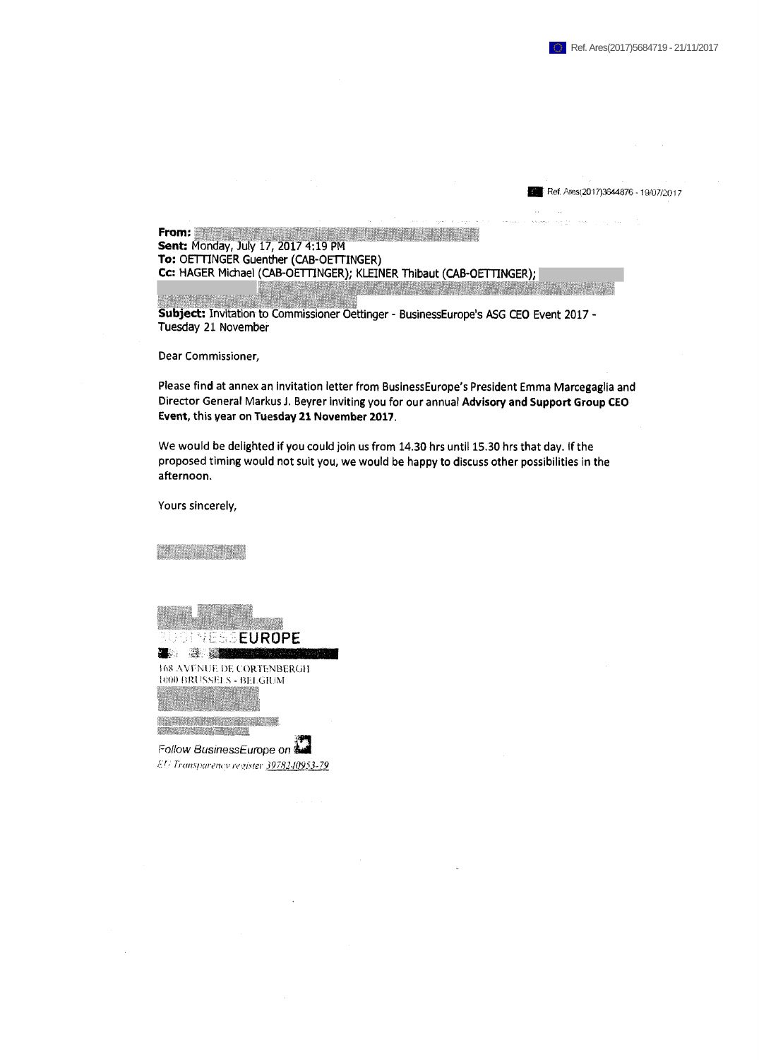Ref. Ares(2017)5684719 - 21/11/2017

Ref. Ares(2017)3644876 - 19/07/2017

**From:**
**Sent:** Monday, July 17, 2017 4:19 PM
**To:** OETTINGER Guenther (CAB-OETTINGER)
**Cc:** HAGER Michael (CAB-OETTINGER); KLEINER Thibaut (CAB-OETTINGER);

**Subject:** Invitation to Commissioner Oettinger - BusinessEurope's ASG CEO Event 2017 - Tuesday 21 November

Dear Commissioner,

Please find at annex an invitation letter from BusinessEurope's President Emma Marcegaglia and Director General Markus J. Beyrer inviting you for our annual **Advisory and Support Group CEO Event**, this year on **Tuesday 21 November 2017**.

We would be delighted if you could join us from 14.30 hrs until 15.30 hrs that day. If the proposed timing would not suit you, we would be happy to discuss other possibilities in the afternoon.

Yours sincerely,

BUSINESSEUROPE

168 AVENUE DE CORTENBERGH
1000 BRUSSELS - BELGIUM

*Follow BusinessEurope on*

*EU Transparency register 3978240953-79*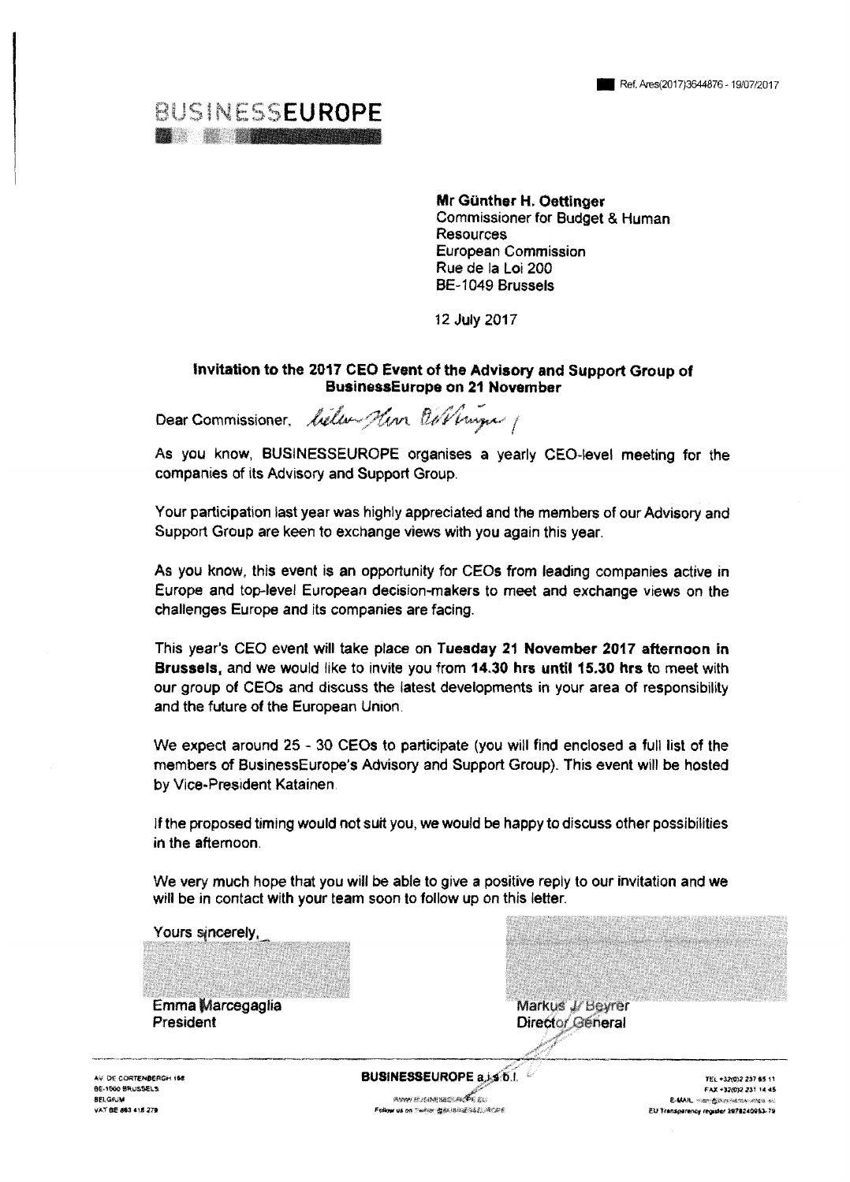Ref. Ares(2017)3644876 - 19/07/2017

BUSINESSEUROPE

**Mr Günther H. Oettinger**
Commissioner for Budget & Human Resources
European Commission
Rue de la Loi 200
BE-1049 Brussels

12 July 2017

**Invitation to the 2017 CEO Event of the Advisory and Support Group of BusinessEurope on 21 November**

Dear Commissioner, *lieber Herr Oettinger,*

As you know, BUSINESSEUROPE organises a yearly CEO-level meeting for the companies of its Advisory and Support Group.

Your participation last year was highly appreciated and the members of our Advisory and Support Group are keen to exchange views with you again this year.

As you know, this event is an opportunity for CEOs from leading companies active in Europe and top-level European decision-makers to meet and exchange views on the challenges Europe and its companies are facing.

This year's CEO event will take place on **Tuesday 21 November 2017 afternoon in Brussels,** and we would like to invite you from **14.30 hrs until 15.30 hrs** to meet with our group of CEOs and discuss the latest developments in your area of responsibility and the future of the European Union.

We expect around 25 - 30 CEOs to participate (you will find enclosed a full list of the members of BusinessEurope's Advisory and Support Group). This event will be hosted by Vice-President Katainen.

If the proposed timing would not suit you, we would be happy to discuss other possibilities in the afternoon.

We very much hope that you will be able to give a positive reply to our invitation and we will be in contact with your team soon to follow up on this letter.

Yours sincerely,

Emma Marcegaglia
President

Markus J. Beyrer
Director General

AV. DE CORTENBERGH 168
BE-1000 BRUSSELS
BELGIUM
VAT BE 863 418 279

**BUSINESSEUROPE a.i.s.b.l.**

TEL +32(0)2 237 65 11
FAX +32(0)2 231 14 45
EU Transparency register 3978240953-79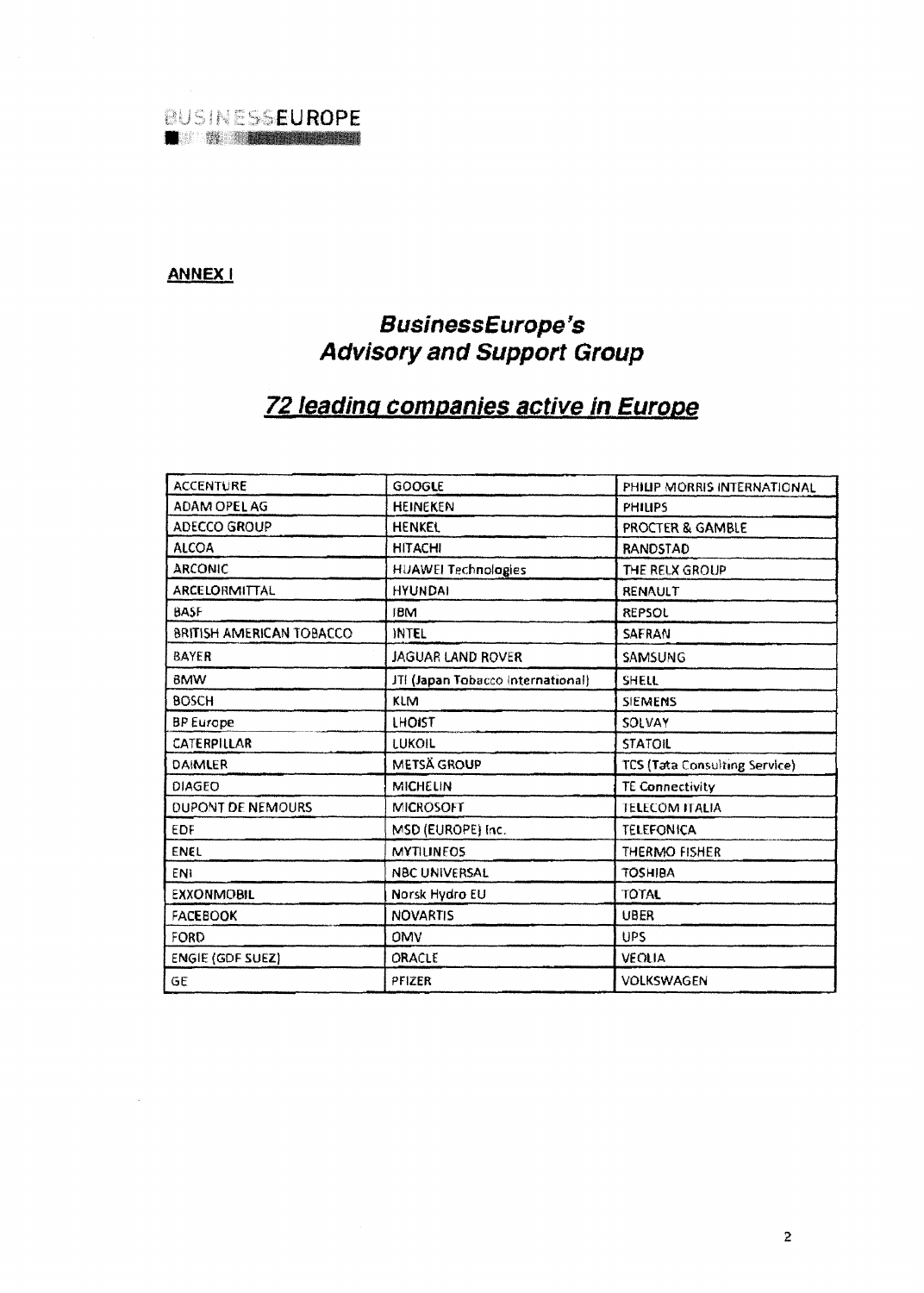BUSINESSEUROPE

**ANNEX I**

# *BusinessEurope's Advisory and Support Group*

## *72 leading companies active in Europe*

| | | |
|---|---|---|
| ACCENTURE | GOOGLE | PHILIP MORRIS INTERNATIONAL |
| ADAM OPEL AG | HEINEKEN | PHILIPS |
| ADECCO GROUP | HENKEL | PROCTER & GAMBLE |
| ALCOA | HITACHI | RANDSTAD |
| ARCONIC | HUAWEI Technologies | THE RELX GROUP |
| ARCELORMITTAL | HYUNDAI | RENAULT |
| BASF | IBM | REPSOL |
| BRITISH AMERICAN TOBACCO | INTEL | SAFRAN |
| BAYER | JAGUAR LAND ROVER | SAMSUNG |
| BMW | JTI (Japan Tobacco International) | SHELL |
| BOSCH | KLM | SIEMENS |
| BP Europe | LHOIST | SOLVAY |
| CATERPILLAR | LUKOIL | STATOIL |
| DAIMLER | METSÄ GROUP | TCS (Tata Consulting Service) |
| DIAGEO | MICHELIN | TE Connectivity |
| DUPONT DE NEMOURS | MICROSOFT | TELECOM ITALIA |
| EDF | MSD (EUROPE) Inc. | TELEFONICA |
| ENEL | MYTILINEOS | THERMO FISHER |
| ENI | NBC UNIVERSAL | TOSHIBA |
| EXXONMOBIL | Norsk Hydro EU | TOTAL |
| FACEBOOK | NOVARTIS | UBER |
| FORD | OMV | UPS |
| ENGIE (GDF SUEZ) | ORACLE | VEOLIA |
| GE | PFIZER | VOLKSWAGEN |